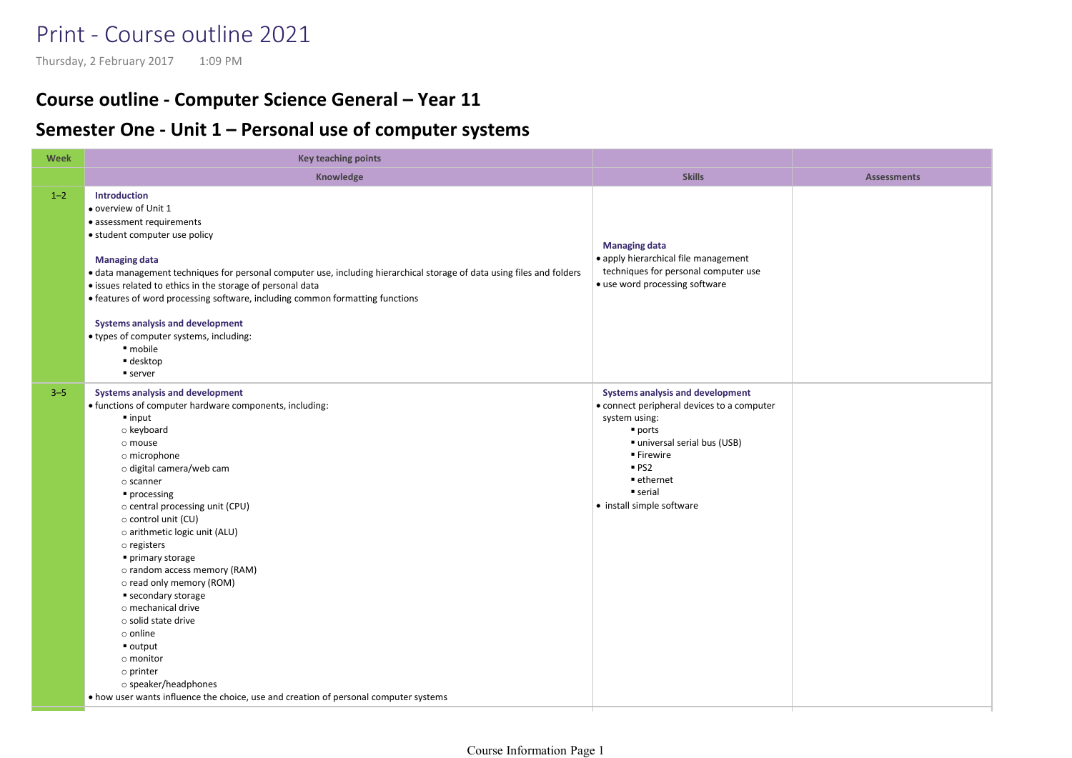# Print - Course outline 2021

Thursday, 2 February 2017 1:09 PM

## Course outline - Computer Science General – Year 11

## Semester One - Unit 1 – Personal use of computer systems

| Week | Key teaching points | | |
|---|---|---|---|
| | Knowledge | Skills | Assessments |
| 1–2 | **Introduction**<br>• overview of Unit 1<br>• assessment requirements<br>• student computer use policy<br><br>**Managing data**<br>• data management techniques for personal computer use, including hierarchical storage of data using files and folders<br>• issues related to ethics in the storage of personal data<br>• features of word processing software, including common formatting functions<br><br>**Systems analysis and development**<br>• types of computer systems, including:<br>▪ mobile<br>▪ desktop<br>▪ server | **Managing data**<br>• apply hierarchical file management techniques for personal computer use<br>• use word processing software | |
| 3–5 | **Systems analysis and development**<br>• functions of computer hardware components, including:<br>▪ input<br>○ keyboard<br>○ mouse<br>○ microphone<br>○ digital camera/web cam<br>○ scanner<br>▪ processing<br>○ central processing unit (CPU)<br>○ control unit (CU)<br>○ arithmetic logic unit (ALU)<br>○ registers<br>▪ primary storage<br>○ random access memory (RAM)<br>○ read only memory (ROM)<br>▪ secondary storage<br>○ mechanical drive<br>○ solid state drive<br>○ online<br>▪ output<br>○ monitor<br>○ printer<br>○ speaker/headphones<br>• how user wants influence the choice, use and creation of personal computer systems | **Systems analysis and development**<br>• connect peripheral devices to a computer system using:<br>▪ ports<br>▪ universal serial bus (USB)<br>▪ Firewire<br>▪ PS2<br>▪ ethernet<br>▪ serial<br>• install simple software | |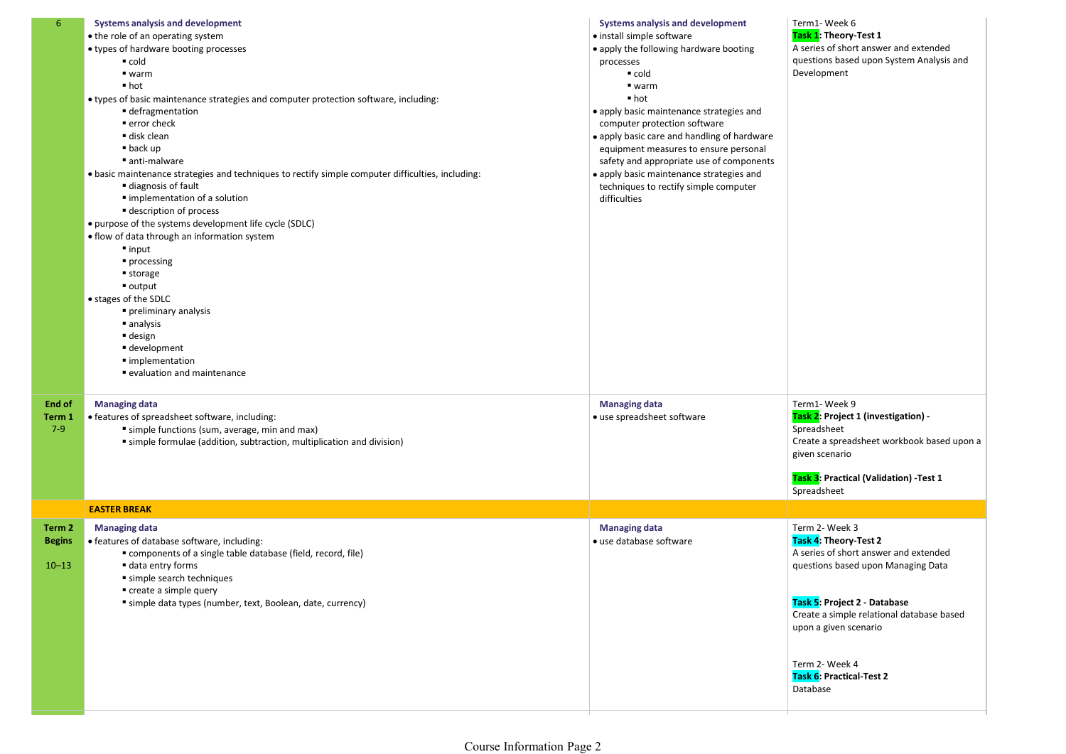| | | | |
|---|---|---|---|
| 6 | **Systems analysis and development**<br>• the role of an operating system<br>• types of hardware booting processes<br>▪ cold<br>▪ warm<br>▪ hot<br>• types of basic maintenance strategies and computer protection software, including:<br>▪ defragmentation<br>▪ error check<br>▪ disk clean<br>▪ back up<br>▪ anti-malware<br>• basic maintenance strategies and techniques to rectify simple computer difficulties, including:<br>▪ diagnosis of fault<br>▪ implementation of a solution<br>▪ description of process<br>• purpose of the systems development life cycle (SDLC)<br>• flow of data through an information system<br>▪ input<br>▪ processing<br>▪ storage<br>▪ output<br>• stages of the SDLC<br>▪ preliminary analysis<br>▪ analysis<br>▪ design<br>▪ development<br>▪ implementation<br>▪ evaluation and maintenance | **Systems analysis and development**<br>• install simple software<br>• apply the following hardware booting processes<br>▪ cold<br>▪ warm<br>▪ hot<br>• apply basic maintenance strategies and computer protection software<br>• apply basic care and handling of hardware equipment measures to ensure personal safety and appropriate use of components<br>• apply basic maintenance strategies and techniques to rectify simple computer difficulties | Term1- Week 6<br>**Task 1: Theory-Test 1**<br>A series of short answer and extended questions based upon System Analysis and Development |
| **End of Term 1**<br>7-9 | **Managing data**<br>• features of spreadsheet software, including:<br>▪ simple functions (sum, average, min and max)<br>▪ simple formulae (addition, subtraction, multiplication and division) | **Managing data**<br>• use spreadsheet software | Term1- Week 9<br>**Task 2: Project 1 (investigation) -** Spreadsheet<br>Create a spreadsheet workbook based upon a given scenario<br><br>**Task 3: Practical (Validation) -Test 1**<br>Spreadsheet |
| | **EASTER BREAK** | | |
| **Term 2 Begins**<br>10–13 | **Managing data**<br>• features of database software, including:<br>▪ components of a single table database (field, record, file)<br>▪ data entry forms<br>▪ simple search techniques<br>▪ create a simple query<br>▪ simple data types (number, text, Boolean, date, currency) | **Managing data**<br>• use database software | Term 2- Week 3<br>**Task 4: Theory-Test 2**<br>A series of short answer and extended questions based upon Managing Data<br><br>**Task 5: Project 2 - Database**<br>Create a simple relational database based upon a given scenario<br><br>Term 2- Week 4<br>**Task 6: Practical-Test 2**<br>Database |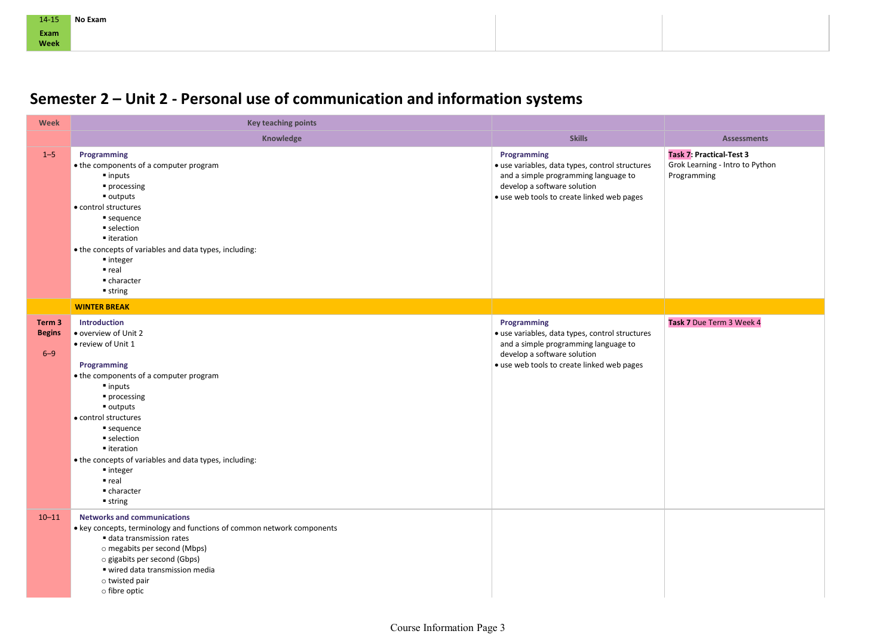| 14–15 Exam Week | No Exam | | |
|---|---|---|---|

## Semester 2 – Unit 2 - Personal use of communication and information systems

| Week | Key teaching points | | |
|---|---|---|---|
| | Knowledge | Skills | Assessments |
| 1–5 | **Programming**<br>• the components of a computer program<br>▪ inputs<br>▪ processing<br>▪ outputs<br>• control structures<br>▪ sequence<br>▪ selection<br>▪ iteration<br>• the concepts of variables and data types, including:<br>▪ integer<br>▪ real<br>▪ character<br>▪ string | **Programming**<br>• use variables, data types, control structures and a simple programming language to develop a software solution<br>• use web tools to create linked web pages | **Task 7: Practical-Test 3**<br>Grok Learning - Intro to Python Programming |
| | **WINTER BREAK** | | |
| **Term 3 Begins**<br>6–9 | **Introduction**<br>• overview of Unit 2<br>• review of Unit 1<br><br>**Programming**<br>• the components of a computer program<br>▪ inputs<br>▪ processing<br>▪ outputs<br>• control structures<br>▪ sequence<br>▪ selection<br>▪ iteration<br>• the concepts of variables and data types, including:<br>▪ integer<br>▪ real<br>▪ character<br>▪ string | **Programming**<br>• use variables, data types, control structures and a simple programming language to develop a software solution<br>• use web tools to create linked web pages | **Task 7** Due Term 3 Week 4 |
| 10–11 | **Networks and communications**<br>• key concepts, terminology and functions of common network components<br>▪ data transmission rates<br>○ megabits per second (Mbps)<br>○ gigabits per second (Gbps)<br>▪ wired data transmission media<br>○ twisted pair<br>○ fibre optic | | |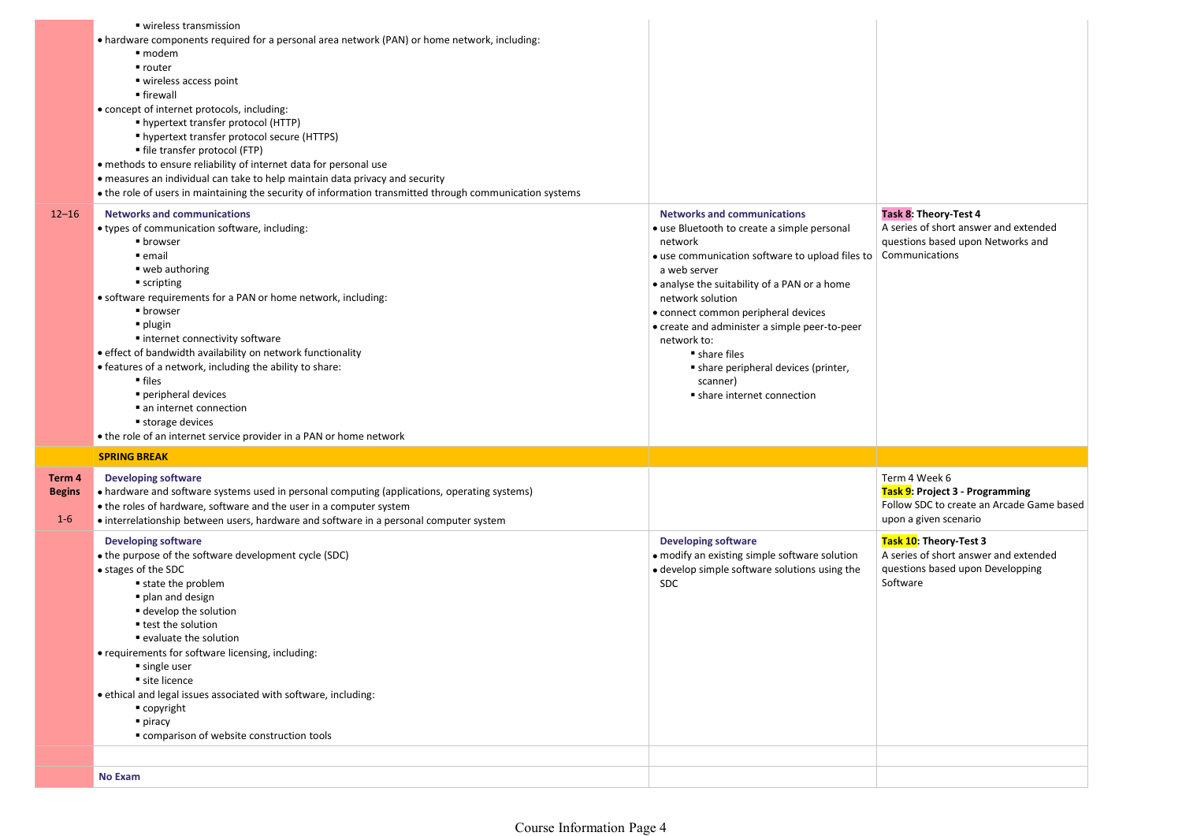| | | | |
|---|---|---|---|
| | ▪ wireless transmission<br>• hardware components required for a personal area network (PAN) or home network, including:<br>▪ modem<br>▪ router<br>▪ wireless access point<br>▪ firewall<br>• concept of internet protocols, including:<br>▪ hypertext transfer protocol (HTTP)<br>▪ hypertext transfer protocol secure (HTTPS)<br>▪ file transfer protocol (FTP)<br>• methods to ensure reliability of internet data for personal use<br>• measures an individual can take to help maintain data privacy and security<br>• the role of users in maintaining the security of information transmitted through communication systems | | |
| 12–16 | **Networks and communications**<br>• types of communication software, including:<br>▪ browser<br>▪ email<br>▪ web authoring<br>▪ scripting<br>• software requirements for a PAN or home network, including:<br>▪ browser<br>▪ plugin<br>▪ internet connectivity software<br>• effect of bandwidth availability on network functionality<br>• features of a network, including the ability to share:<br>▪ files<br>▪ peripheral devices<br>▪ an internet connection<br>▪ storage devices<br>• the role of an internet service provider in a PAN or home network | **Networks and communications**<br>• use Bluetooth to create a simple personal network<br>• use communication software to upload files to a web server<br>• analyse the suitability of a PAN or a home network solution<br>• connect common peripheral devices<br>• create and administer a simple peer-to-peer network to:<br>▪ share files<br>▪ share peripheral devices (printer, scanner)<br>▪ share internet connection | **Task 8: Theory-Test 4**<br>A series of short answer and extended questions based upon Networks and Communications |
| | **SPRING BREAK** | | |
| **Term 4 Begins**<br><br>1-6 | **Developing software**<br>• hardware and software systems used in personal computing (applications, operating systems)<br>• the roles of hardware, software and the user in a computer system<br>• interrelationship between users, hardware and software in a personal computer system | | Term 4 Week 6<br>**Task 9: Project 3 - Programming**<br>Follow SDC to create an Arcade Game based upon a given scenario |
| | **Developing software**<br>• the purpose of the software development cycle (SDC)<br>• stages of the SDC<br>▪ state the problem<br>▪ plan and design<br>▪ develop the solution<br>▪ test the solution<br>▪ evaluate the solution<br>• requirements for software licensing, including:<br>▪ single user<br>▪ site licence<br>• ethical and legal issues associated with software, including:<br>▪ copyright<br>▪ piracy<br>▪ comparison of website construction tools | **Developing software**<br>• modify an existing simple software solution<br>• develop simple software solutions using the SDC | **Task 10: Theory-Test 3**<br>A series of short answer and extended questions based upon Developping Software |
| | | | |
| | **No Exam** | | |